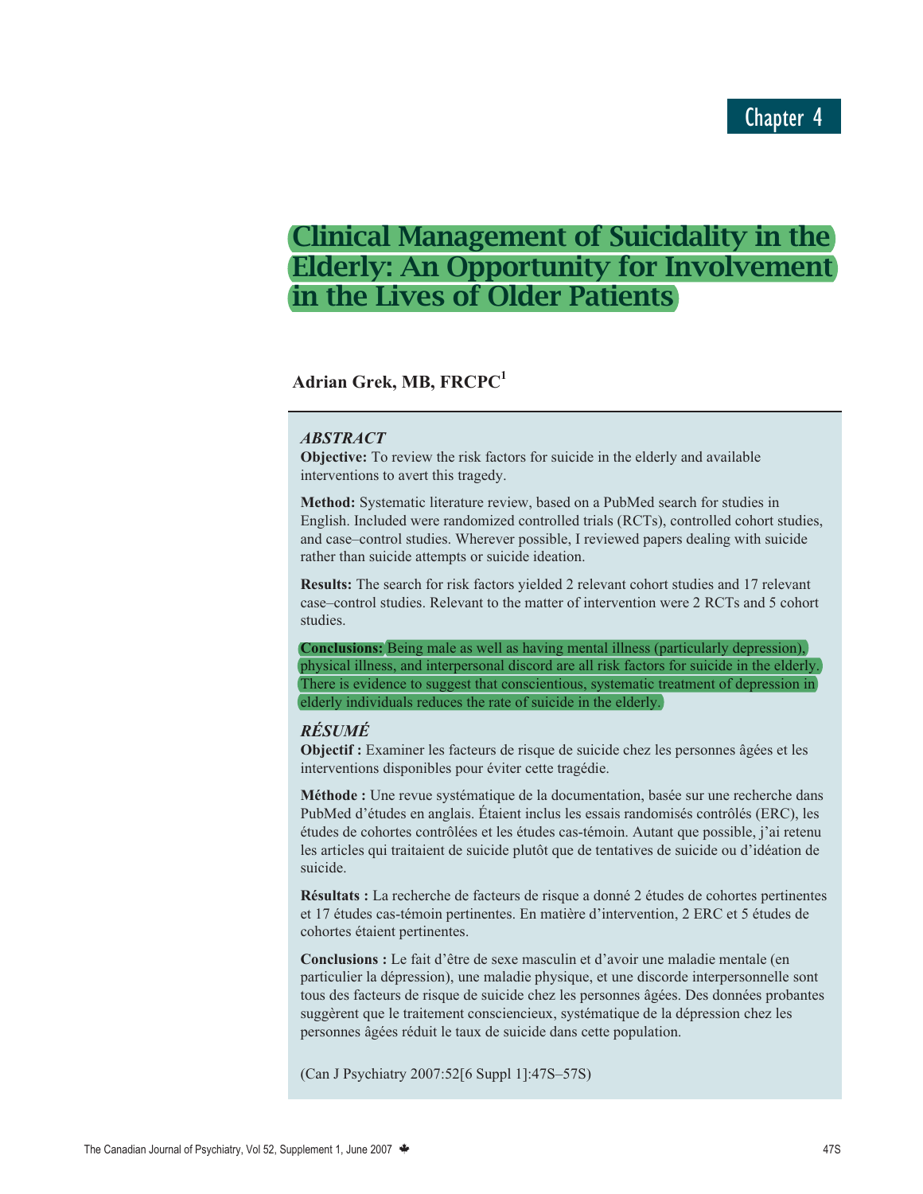Chapter 4

# Clinical Management of Suicidality in the Elderly: An Opportunity for Involvement in the Lives of Older Patients

**Adrian Grek, MB, FRCPC[1]**

### *ABSTRACT*

**Objective:** To review the risk factors for suicide in the elderly and available interventions to avert this tragedy.

**Method:** Systematic literature review, based on a PubMed search for studies in English. Included were randomized controlled trials (RCTs), controlled cohort studies, and case–control studies. Wherever possible, I reviewed papers dealing with suicide rather than suicide attempts or suicide ideation.

**Results:** The search for risk factors yielded 2 relevant cohort studies and 17 relevant case–control studies. Relevant to the matter of intervention were 2 RCTs and 5 cohort studies.

**Conclusions:** Being male as well as having mental illness (particularly depression), physical illness, and interpersonal discord are all risk factors for suicide in the elderly. There is evidence to suggest that conscientious, systematic treatment of depression in elderly individuals reduces the rate of suicide in the elderly.

### *RÉSUMÉ*

**Objectif :** Examiner les facteurs de risque de suicide chez les personnes âgées et les interventions disponibles pour éviter cette tragédie.

**Méthode :** Une revue systématique de la documentation, basée sur une recherche dans PubMed d'études en anglais. Étaient inclus les essais randomisés contrôlés (ERC), les études de cohortes contrôlées et les études cas-témoin. Autant que possible, j'ai retenu les articles qui traitaient de suicide plutôt que de tentatives de suicide ou d'idéation de suicide.

**Résultats :** La recherche de facteurs de risque a donné 2 études de cohortes pertinentes et 17 études cas-témoin pertinentes. En matière d'intervention, 2 ERC et 5 études de cohortes étaient pertinentes.

**Conclusions :** Le fait d'être de sexe masculin et d'avoir une maladie mentale (en particulier la dépression), une maladie physique, et une discorde interpersonnelle sont tous des facteurs de risque de suicide chez les personnes âgées. Des données probantes suggèrent que le traitement consciencieux, systématique de la dépression chez les personnes âgées réduit le taux de suicide dans cette population.

(Can J Psychiatry 2007:52[6 Suppl 1]:47S–57S)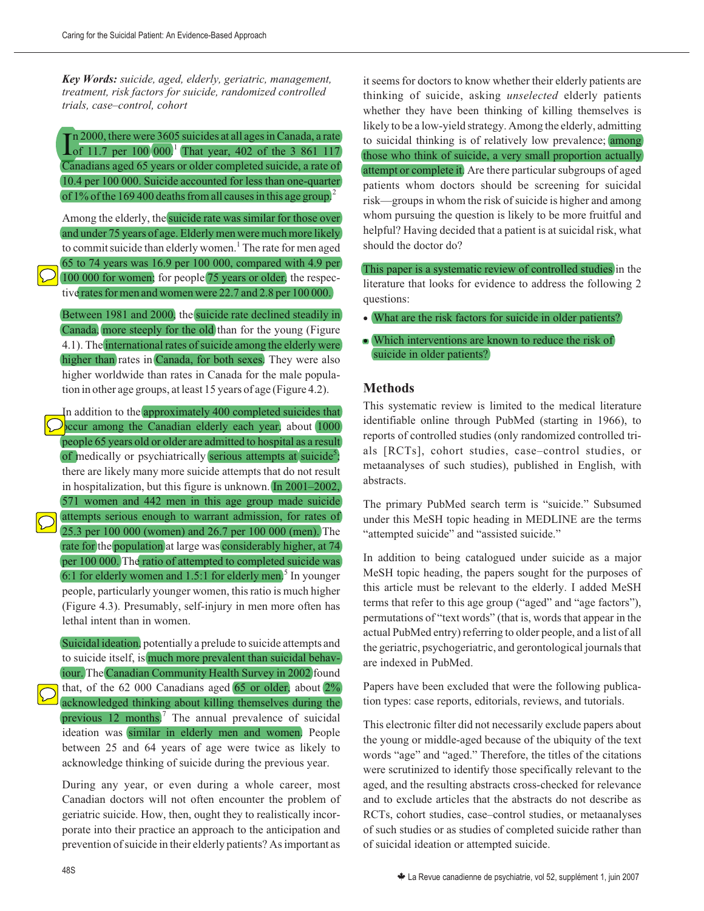**Key Words:** *suicide, aged, elderly, geriatric, management, treatment, risk factors for suicide, randomized controlled trials, case–control, cohort*

In 2000, there were 3605 suicides at all ages in Canada, a rate of 11.7 per 100 000.[1] That year, 402 of the 3 861 117 Canadians aged 65 years or older completed suicide, a rate of 10.4 per 100 000. Suicide accounted for less than one-quarter of 1% of the 169 400 deaths from all causes in this age group.[2]

Among the elderly, the suicide rate was similar for those over and under 75 years of age. Elderly men were much more likely to commit suicide than elderly women.[1] The rate for men aged 65 to 74 years was 16.9 per 100 000, compared with 4.9 per 100 000 for women; for people 75 years or older, the respective rates for men and women were 22.7 and 2.8 per 100 000.

Between 1981 and 2000, the suicide rate declined steadily in Canada, more steeply for the old than for the young (Figure 4.1). The international rates of suicide among the elderly were higher than rates in Canada, for both sexes. They were also higher worldwide than rates in Canada for the male population in other age groups, at least 15 years of age (Figure 4.2).

In addition to the approximately 400 completed suicides that occur among the Canadian elderly each year, about 1000 people 65 years old or older are admitted to hospital as a result of medically or psychiatrically serious attempts at suicide[5]; there are likely many more suicide attempts that do not result in hospitalization, but this figure is unknown. In 2001–2002, 571 women and 442 men in this age group made suicide attempts serious enough to warrant admission, for rates of 25.3 per 100 000 (women) and 26.7 per 100 000 (men). The rate for the population at large was considerably higher, at 74 per 100 000. The ratio of attempted to completed suicide was 6:1 for elderly women and 1.5:1 for elderly men.[5] In younger people, particularly younger women, this ratio is much higher (Figure 4.3). Presumably, self-injury in men more often has lethal intent than in women.

Suicidal ideation, potentially a prelude to suicide attempts and to suicide itself, is much more prevalent than suicidal behaviour. The Canadian Community Health Survey in 2002 found that, of the 62 000 Canadians aged 65 or older, about 2% acknowledged thinking about killing themselves during the previous 12 months.[7] The annual prevalence of suicidal ideation was similar in elderly men and women. People between 25 and 64 years of age were twice as likely to acknowledge thinking of suicide during the previous year.

During any year, or even during a whole career, most Canadian doctors will not often encounter the problem of geriatric suicide. How, then, ought they to realistically incorporate into their practice an approach to the anticipation and prevention of suicide in their elderly patients? As important as it seems for doctors to know whether their elderly patients are thinking of suicide, asking *unselected* elderly patients whether they have been thinking of killing themselves is likely to be a low-yield strategy. Among the elderly, admitting to suicidal thinking is of relatively low prevalence; among those who think of suicide, a very small proportion actually attempt or complete it. Are there particular subgroups of aged patients whom doctors should be screening for suicidal risk—groups in whom the risk of suicide is higher and among whom pursuing the question is likely to be more fruitful and helpful? Having decided that a patient is at suicidal risk, what should the doctor do?

This paper is a systematic review of controlled studies in the literature that looks for evidence to address the following 2 questions:

- What are the risk factors for suicide in older patients?
- Which interventions are known to reduce the risk of suicide in older patients?

## Methods

This systematic review is limited to the medical literature identifiable online through PubMed (starting in 1966), to reports of controlled studies (only randomized controlled trials [RCTs], cohort studies, case–control studies, or metaanalyses of such studies), published in English, with abstracts.

The primary PubMed search term is "suicide." Subsumed under this MeSH topic heading in MEDLINE are the terms "attempted suicide" and "assisted suicide."

In addition to being catalogued under suicide as a major MeSH topic heading, the papers sought for the purposes of this article must be relevant to the elderly. I added MeSH terms that refer to this age group ("aged" and "age factors"), permutations of "text words" (that is, words that appear in the actual PubMed entry) referring to older people, and a list of all the geriatric, psychogeriatric, and gerontological journals that are indexed in PubMed.

Papers have been excluded that were the following publication types: case reports, editorials, reviews, and tutorials.

This electronic filter did not necessarily exclude papers about the young or middle-aged because of the ubiquity of the text words "age" and "aged." Therefore, the titles of the citations were scrutinized to identify those specifically relevant to the aged, and the resulting abstracts cross-checked for relevance and to exclude articles that the abstracts do not describe as RCTs, cohort studies, case–control studies, or metaanalyses of such studies or as studies of completed suicide rather than of suicidal ideation or attempted suicide.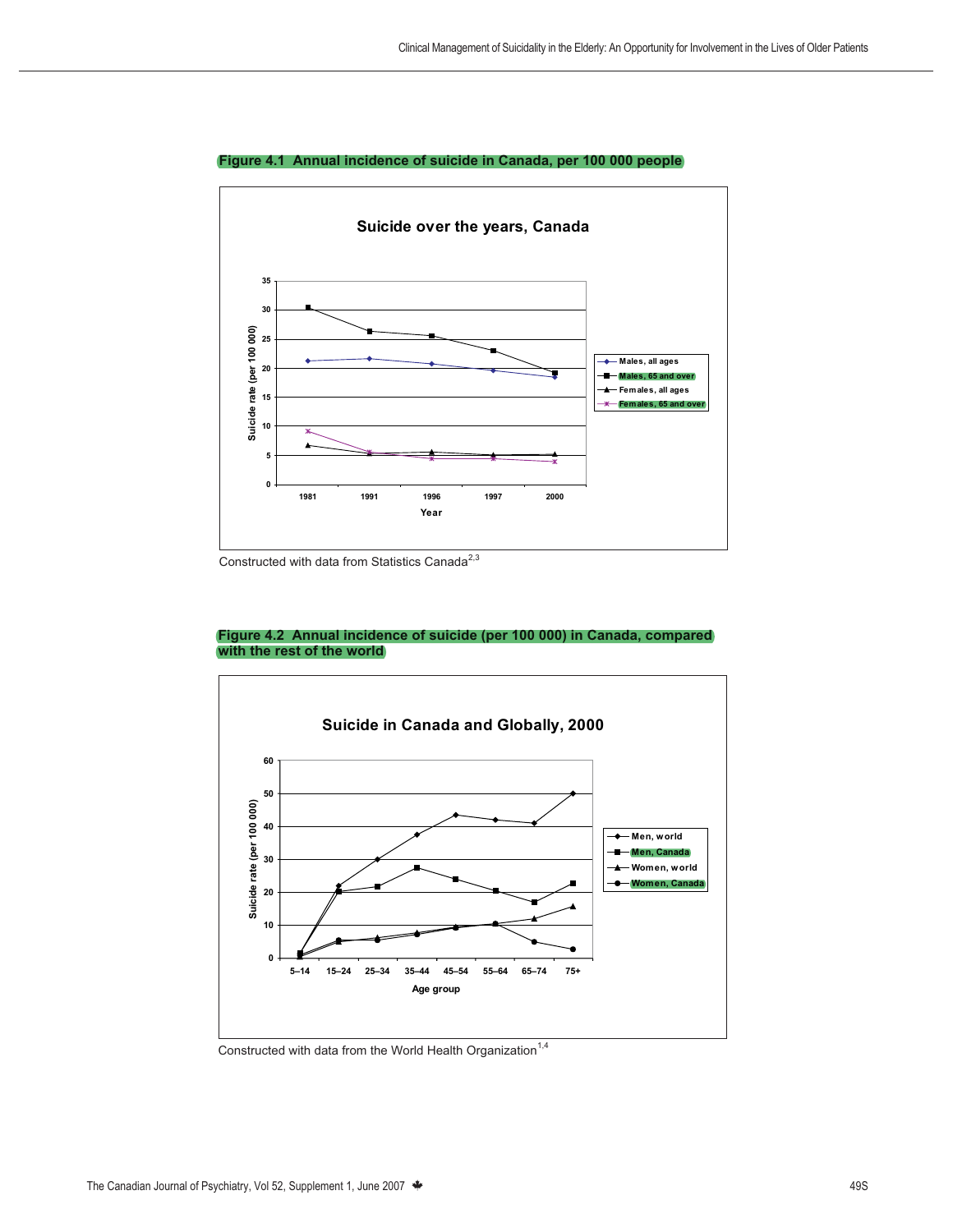**Figure 4.1 Annual incidence of suicide in Canada, per 100 000 people**

Constructed with data from Statistics Canada[2,3]

**Figure 4.2 Annual incidence of suicide (per 100 000) in Canada, compared with the rest of the world**

Constructed with data from the World Health Organization[1,4]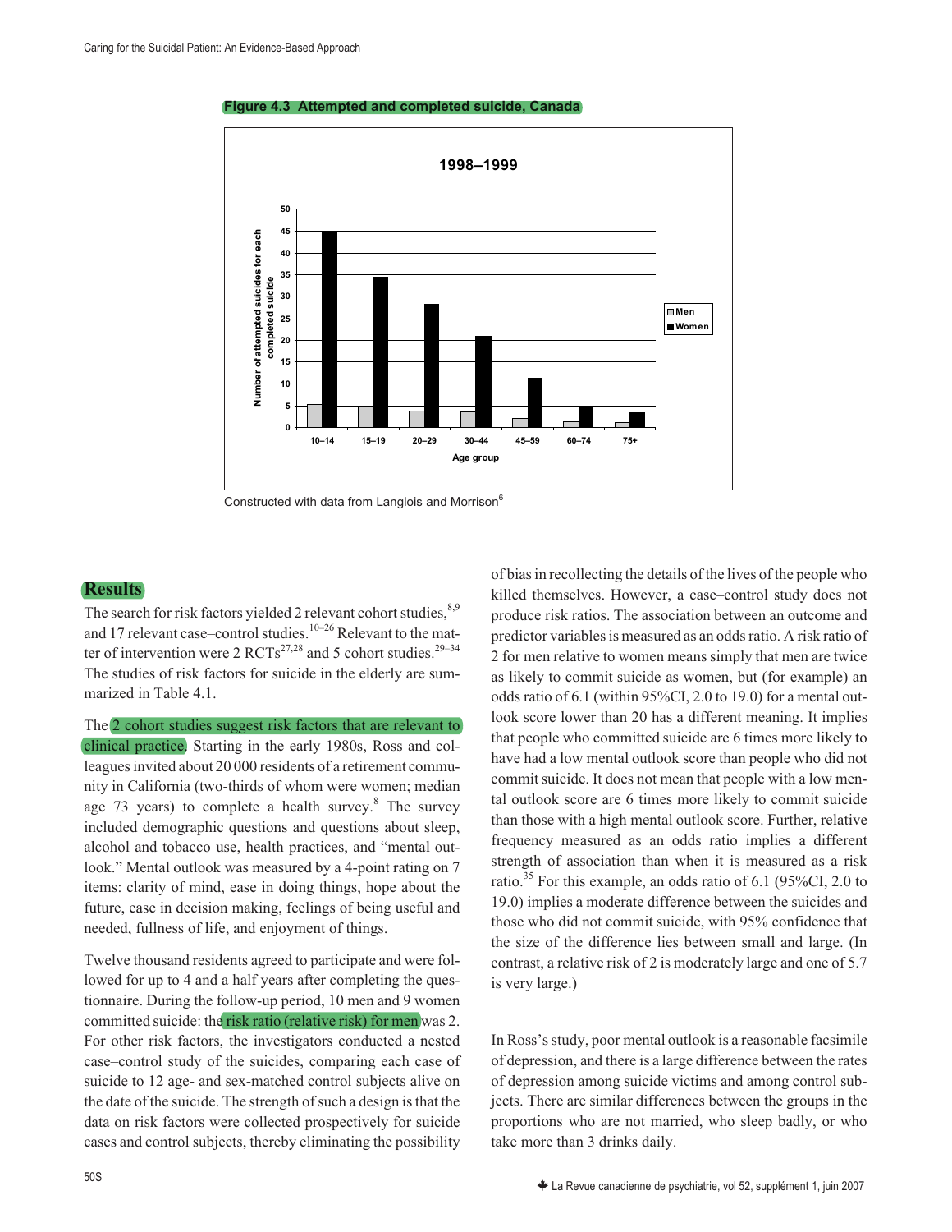**Figure 4.3 Attempted and completed suicide, Canada**

Constructed with data from Langlois and Morrison[6]

## Results

The search for risk factors yielded 2 relevant cohort studies,[8,9] and 17 relevant case–control studies.[10–26] Relevant to the matter of intervention were 2 RCTs[27,28] and 5 cohort studies.[29–34] The studies of risk factors for suicide in the elderly are summarized in Table 4.1.

The 2 cohort studies suggest risk factors that are relevant to clinical practice. Starting in the early 1980s, Ross and colleagues invited about 20 000 residents of a retirement community in California (two-thirds of whom were women; median age 73 years) to complete a health survey.[8] The survey included demographic questions and questions about sleep, alcohol and tobacco use, health practices, and "mental outlook." Mental outlook was measured by a 4-point rating on 7 items: clarity of mind, ease in doing things, hope about the future, ease in decision making, feelings of being useful and needed, fullness of life, and enjoyment of things.

Twelve thousand residents agreed to participate and were followed for up to 4 and a half years after completing the questionnaire. During the follow-up period, 10 men and 9 women committed suicide: the risk ratio (relative risk) for men was 2. For other risk factors, the investigators conducted a nested case–control study of the suicides, comparing each case of suicide to 12 age- and sex-matched control subjects alive on the date of the suicide. The strength of such a design is that the data on risk factors were collected prospectively for suicide cases and control subjects, thereby eliminating the possibility of bias in recollecting the details of the lives of the people who killed themselves. However, a case–control study does not produce risk ratios. The association between an outcome and predictor variables is measured as an odds ratio. A risk ratio of 2 for men relative to women means simply that men are twice as likely to commit suicide as women, but (for example) an odds ratio of 6.1 (within 95%CI, 2.0 to 19.0) for a mental outlook score lower than 20 has a different meaning. It implies that people who committed suicide are 6 times more likely to have had a low mental outlook score than people who did not commit suicide. It does not mean that people with a low mental outlook score are 6 times more likely to commit suicide than those with a high mental outlook score. Further, relative frequency measured as an odds ratio implies a different strength of association than when it is measured as a risk ratio.[35] For this example, an odds ratio of 6.1 (95%CI, 2.0 to 19.0) implies a moderate difference between the suicides and those who did not commit suicide, with 95% confidence that the size of the difference lies between small and large. (In contrast, a relative risk of 2 is moderately large and one of 5.7 is very large.)

In Ross's study, poor mental outlook is a reasonable facsimile of depression, and there is a large difference between the rates of depression among suicide victims and among control subjects. There are similar differences between the groups in the proportions who are not married, who sleep badly, or who take more than 3 drinks daily.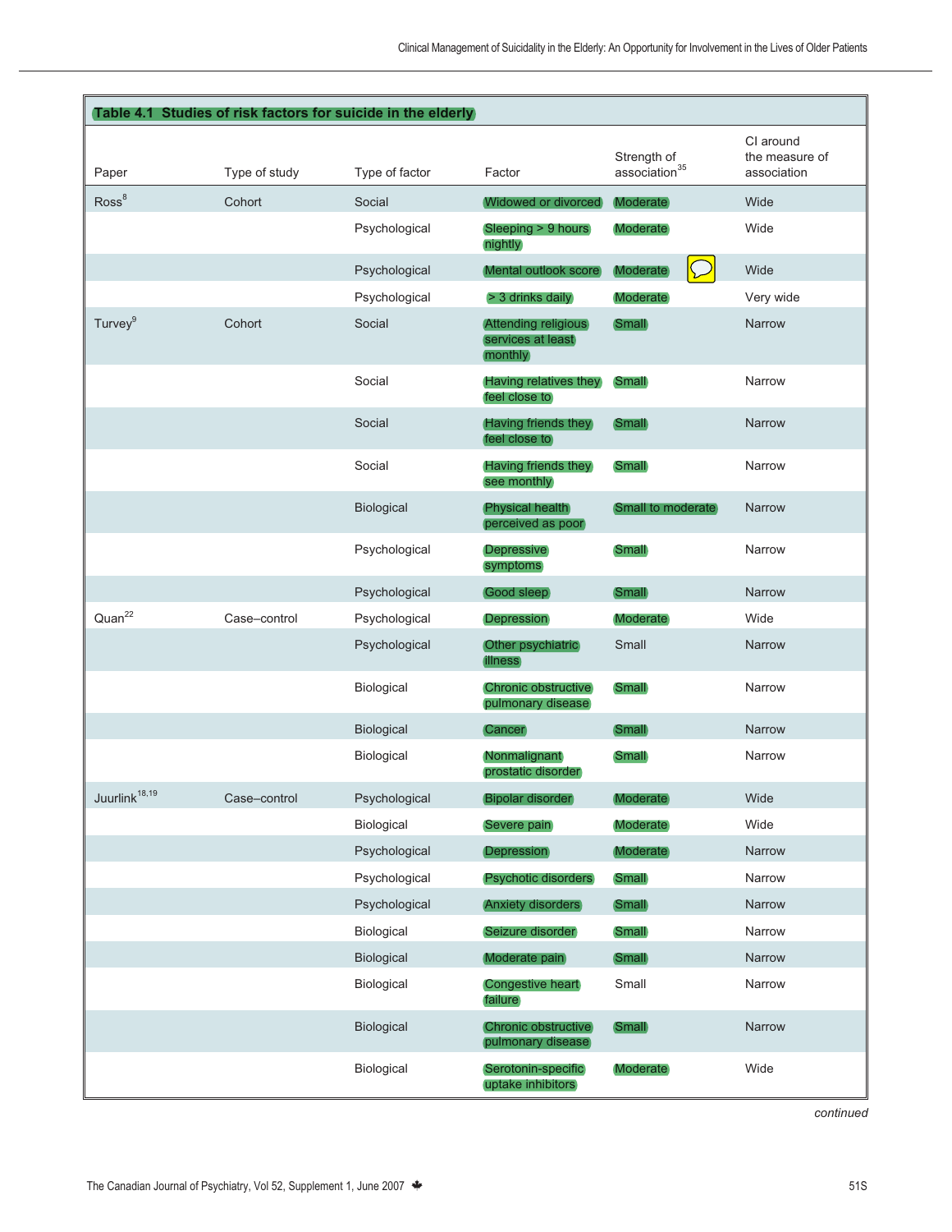**Table 4.1 Studies of risk factors for suicide in the elderly**

| Paper | Type of study | Type of factor | Factor | Strength of association[35] | CI around the measure of association |
|---|---|---|---|---|---|
| Ross[8] | Cohort | Social | Widowed or divorced | Moderate | Wide |
| | | Psychological | Sleeping > 9 hours nightly | Moderate | Wide |
| | | Psychological | Mental outlook score | Moderate | Wide |
| | | Psychological | > 3 drinks daily | Moderate | Very wide |
| Turvey[9] | Cohort | Social | Attending religious services at least monthly | Small | Narrow |
| | | Social | Having relatives they feel close to | Small | Narrow |
| | | Social | Having friends they feel close to | Small | Narrow |
| | | Social | Having friends they see monthly | Small | Narrow |
| | | Biological | Physical health perceived as poor | Small to moderate | Narrow |
| | | Psychological | Depressive symptoms | Small | Narrow |
| | | Psychological | Good sleep | Small | Narrow |
| Quan[22] | Case–control | Psychological | Depression | Moderate | Wide |
| | | Psychological | Other psychiatric illness | Small | Narrow |
| | | Biological | Chronic obstructive pulmonary disease | Small | Narrow |
| | | Biological | Cancer | Small | Narrow |
| | | Biological | Nonmalignant prostatic disorder | Small | Narrow |
| Juurlink[18,19] | Case–control | Psychological | Bipolar disorder | Moderate | Wide |
| | | Biological | Severe pain | Moderate | Wide |
| | | Psychological | Depression | Moderate | Narrow |
| | | Psychological | Psychotic disorders | Small | Narrow |
| | | Psychological | Anxiety disorders | Small | Narrow |
| | | Biological | Seizure disorder | Small | Narrow |
| | | Biological | Moderate pain | Small | Narrow |
| | | Biological | Congestive heart failure | Small | Narrow |
| | | Biological | Chronic obstructive pulmonary disease | Small | Narrow |
| | | Biological | Serotonin-specific uptake inhibitors | Moderate | Wide |

*continued*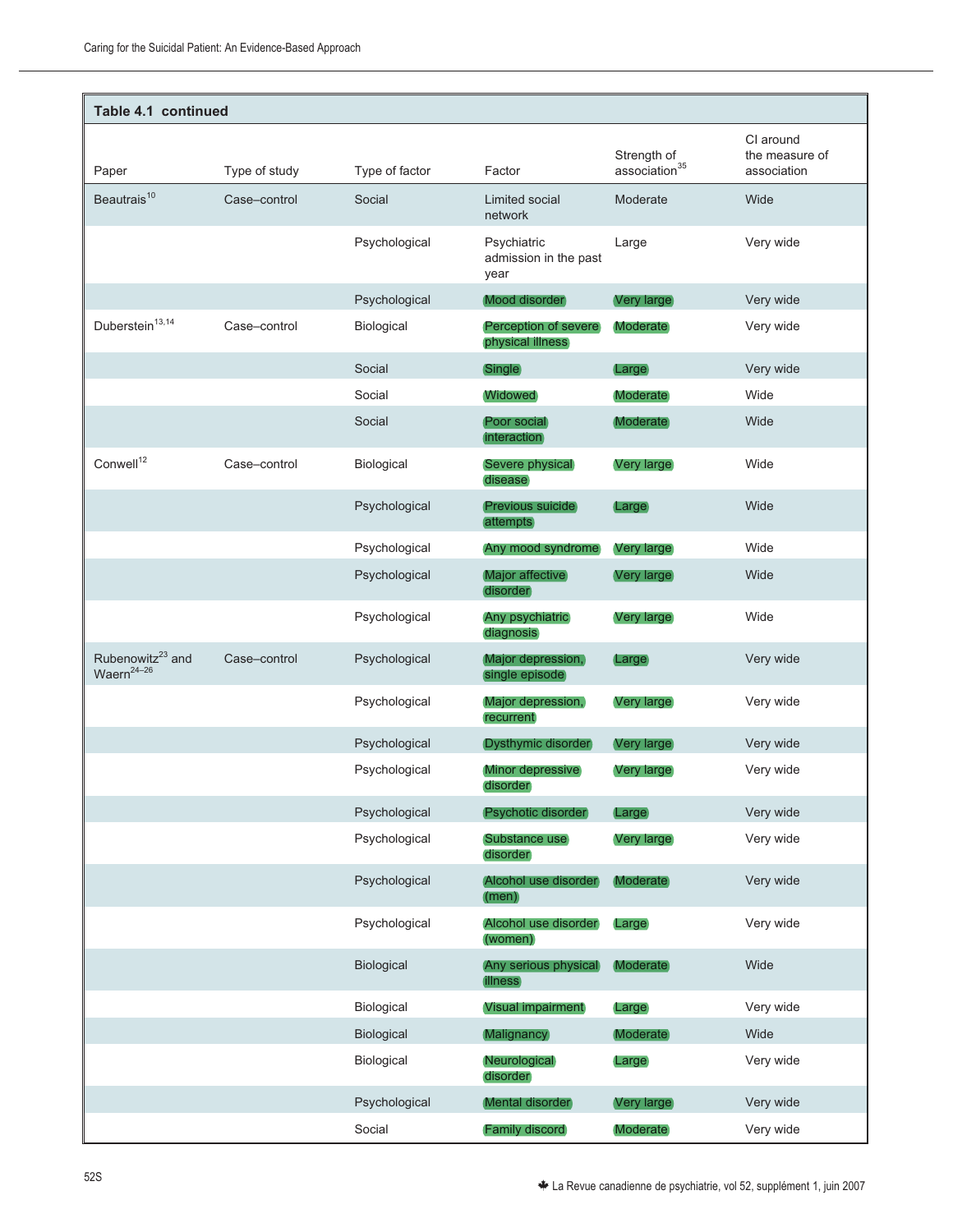**Table 4.1 continued**

| Paper | Type of study | Type of factor | Factor | Strength of association[35] | CI around the measure of association |
|---|---|---|---|---|---|
| Beautrais[10] | Case–control | Social | Limited social network | Moderate | Wide |
| | | Psychological | Psychiatric admission in the past year | Large | Very wide |
| | | Psychological | Mood disorder | Very large | Very wide |
| Duberstein[13,14] | Case–control | Biological | Perception of severe physical illness | Moderate | Very wide |
| | | Social | Single | Large | Very wide |
| | | Social | Widowed | Moderate | Wide |
| | | Social | Poor social interaction | Moderate | Wide |
| Conwell[12] | Case–control | Biological | Severe physical disease | Very large | Wide |
| | | Psychological | Previous suicide attempts | Large | Wide |
| | | Psychological | Any mood syndrome | Very large | Wide |
| | | Psychological | Major affective disorder | Very large | Wide |
| | | Psychological | Any psychiatric diagnosis | Very large | Wide |
| Rubenowitz[23] and Waern[24–26] | Case–control | Psychological | Major depression, single episode | Large | Very wide |
| | | Psychological | Major depression, recurrent | Very large | Very wide |
| | | Psychological | Dysthymic disorder | Very large | Very wide |
| | | Psychological | Minor depressive disorder | Very large | Very wide |
| | | Psychological | Psychotic disorder | Large | Very wide |
| | | Psychological | Substance use disorder | Very large | Very wide |
| | | Psychological | Alcohol use disorder (men) | Moderate | Very wide |
| | | Psychological | Alcohol use disorder (women) | Large | Very wide |
| | | Biological | Any serious physical illness | Moderate | Wide |
| | | Biological | Visual impairment | Large | Very wide |
| | | Biological | Malignancy | Moderate | Wide |
| | | Biological | Neurological disorder | Large | Very wide |
| | | Psychological | Mental disorder | Very large | Very wide |
| | | Social | Family discord | Moderate | Very wide |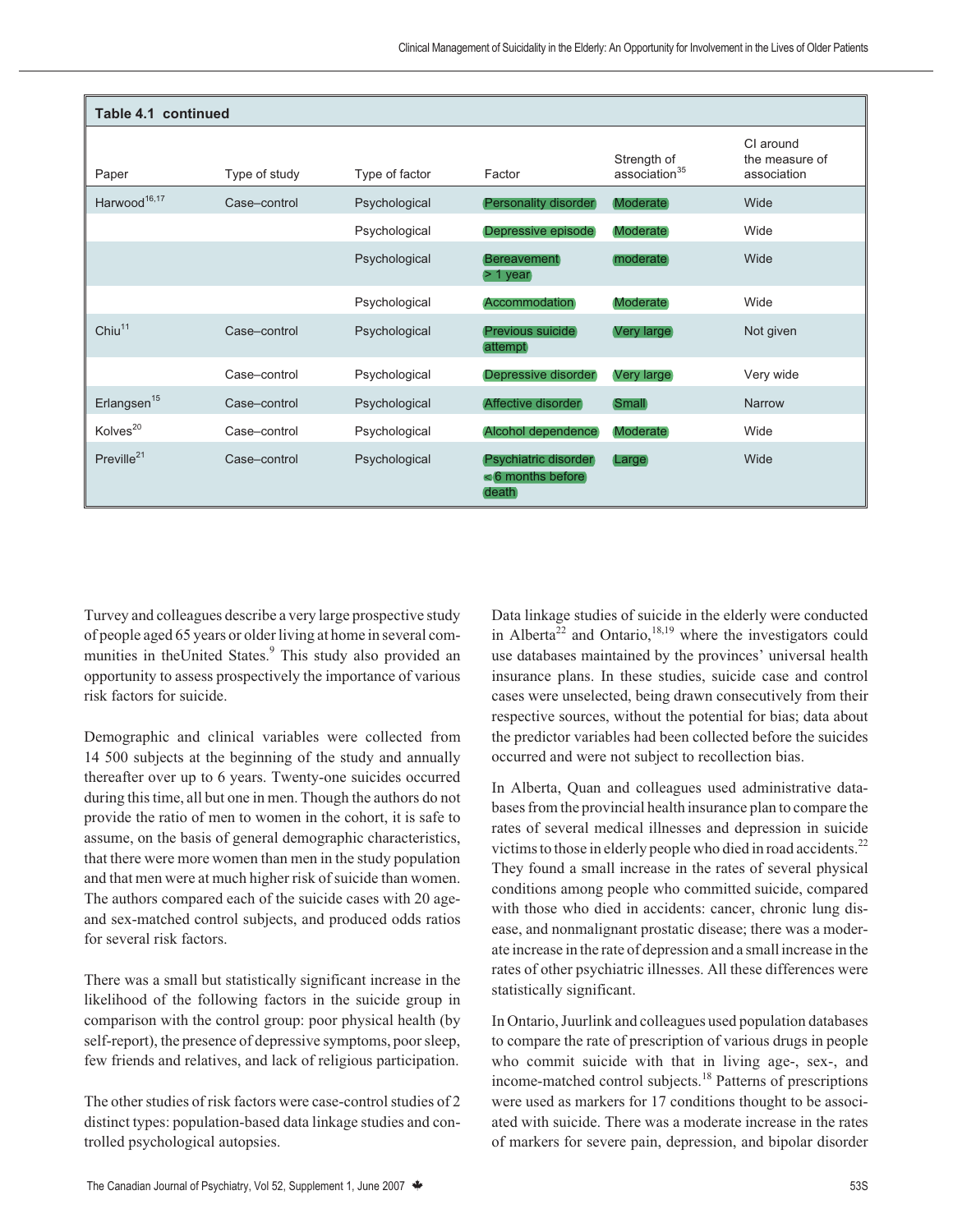**Table 4.1 continued**

| Paper | Type of study | Type of factor | Factor | Strength of association[35] | CI around the measure of association |
|---|---|---|---|---|---|
| Harwood[16,17] | Case–control | Psychological | Personality disorder | Moderate | Wide |
| | | Psychological | Depressive episode | Moderate | Wide |
| | | Psychological | Bereavement > 1 year | moderate | Wide |
| | | Psychological | Accommodation | Moderate | Wide |
| Chiu[11] | Case–control | Psychological | Previous suicide attempt | Very large | Not given |
| | Case–control | Psychological | Depressive disorder | Very large | Very wide |
| Erlangsen[15] | Case–control | Psychological | Affective disorder | Small | Narrow |
| Kolves[20] | Case–control | Psychological | Alcohol dependence | Moderate | Wide |
| Preville[21] | Case–control | Psychological | Psychiatric disorder ≤ 6 months before death | Large | Wide |

Turvey and colleagues describe a very large prospective study of people aged 65 years or older living at home in several communities in theUnited States.[9] This study also provided an opportunity to assess prospectively the importance of various risk factors for suicide.

Demographic and clinical variables were collected from 14 500 subjects at the beginning of the study and annually thereafter over up to 6 years. Twenty-one suicides occurred during this time, all but one in men. Though the authors do not provide the ratio of men to women in the cohort, it is safe to assume, on the basis of general demographic characteristics, that there were more women than men in the study population and that men were at much higher risk of suicide than women. The authors compared each of the suicide cases with 20 age- and sex-matched control subjects, and produced odds ratios for several risk factors.

There was a small but statistically significant increase in the likelihood of the following factors in the suicide group in comparison with the control group: poor physical health (by self-report), the presence of depressive symptoms, poor sleep, few friends and relatives, and lack of religious participation.

The other studies of risk factors were case-control studies of 2 distinct types: population-based data linkage studies and controlled psychological autopsies.

Data linkage studies of suicide in the elderly were conducted in Alberta[22] and Ontario,[18,19] where the investigators could use databases maintained by the provinces' universal health insurance plans. In these studies, suicide case and control cases were unselected, being drawn consecutively from their respective sources, without the potential for bias; data about the predictor variables had been collected before the suicides occurred and were not subject to recollection bias.

In Alberta, Quan and colleagues used administrative databases from the provincial health insurance plan to compare the rates of several medical illnesses and depression in suicide victims to those in elderly people who died in road accidents.[22] They found a small increase in the rates of several physical conditions among people who committed suicide, compared with those who died in accidents: cancer, chronic lung disease, and nonmalignant prostatic disease; there was a moderate increase in the rate of depression and a small increase in the rates of other psychiatric illnesses. All these differences were statistically significant.

In Ontario, Juurlink and colleagues used population databases to compare the rate of prescription of various drugs in people who commit suicide with that in living age-, sex-, and income-matched control subjects.[18] Patterns of prescriptions were used as markers for 17 conditions thought to be associated with suicide. There was a moderate increase in the rates of markers for severe pain, depression, and bipolar disorder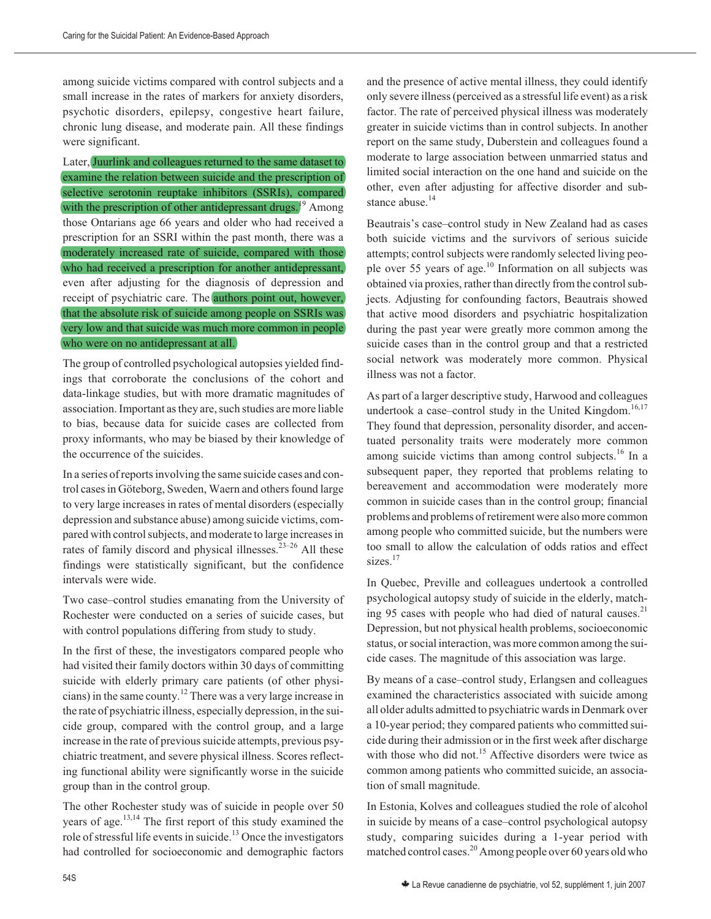among suicide victims compared with control subjects and a small increase in the rates of markers for anxiety disorders, psychotic disorders, epilepsy, congestive heart failure, chronic lung disease, and moderate pain. All these findings were significant.

Later, Juurlink and colleagues returned to the same dataset to examine the relation between suicide and the prescription of selective serotonin reuptake inhibitors (SSRIs), compared with the prescription of other antidepressant drugs.[19] Among those Ontarians age 66 years and older who had received a prescription for an SSRI within the past month, there was a moderately increased rate of suicide, compared with those who had received a prescription for another antidepressant, even after adjusting for the diagnosis of depression and receipt of psychiatric care. The authors point out, however, that the absolute risk of suicide among people on SSRIs was very low and that suicide was much more common in people who were on no antidepressant at all.

The group of controlled psychological autopsies yielded findings that corroborate the conclusions of the cohort and data-linkage studies, but with more dramatic magnitudes of association. Important as they are, such studies are more liable to bias, because data for suicide cases are collected from proxy informants, who may be biased by their knowledge of the occurrence of the suicides.

In a series of reports involving the same suicide cases and control cases in Göteborg, Sweden, Waern and others found large to very large increases in rates of mental disorders (especially depression and substance abuse) among suicide victims, compared with control subjects, and moderate to large increases in rates of family discord and physical illnesses.[23–26] All these findings were statistically significant, but the confidence intervals were wide.

Two case–control studies emanating from the University of Rochester were conducted on a series of suicide cases, but with control populations differing from study to study.

In the first of these, the investigators compared people who had visited their family doctors within 30 days of committing suicide with elderly primary care patients (of other physicians) in the same county.[12] There was a very large increase in the rate of psychiatric illness, especially depression, in the suicide group, compared with the control group, and a large increase in the rate of previous suicide attempts, previous psychiatric treatment, and severe physical illness. Scores reflecting functional ability were significantly worse in the suicide group than in the control group.

The other Rochester study was of suicide in people over 50 years of age.[13,14] The first report of this study examined the role of stressful life events in suicide.[13] Once the investigators had controlled for socioeconomic and demographic factors and the presence of active mental illness, they could identify only severe illness (perceived as a stressful life event) as a risk factor. The rate of perceived physical illness was moderately greater in suicide victims than in control subjects. In another report on the same study, Duberstein and colleagues found a moderate to large association between unmarried status and limited social interaction on the one hand and suicide on the other, even after adjusting for affective disorder and substance abuse.[14]

Beautrais's case–control study in New Zealand had as cases both suicide victims and the survivors of serious suicide attempts; control subjects were randomly selected living people over 55 years of age.[10] Information on all subjects was obtained via proxies, rather than directly from the control subjects. Adjusting for confounding factors, Beautrais showed that active mood disorders and psychiatric hospitalization during the past year were greatly more common among the suicide cases than in the control group and that a restricted social network was moderately more common. Physical illness was not a factor.

As part of a larger descriptive study, Harwood and colleagues undertook a case–control study in the United Kingdom.[16,17] They found that depression, personality disorder, and accentuated personality traits were moderately more common among suicide victims than among control subjects.[16] In a subsequent paper, they reported that problems relating to bereavement and accommodation were moderately more common in suicide cases than in the control group; financial problems and problems of retirement were also more common among people who committed suicide, but the numbers were too small to allow the calculation of odds ratios and effect sizes.[17]

In Quebec, Preville and colleagues undertook a controlled psychological autopsy study of suicide in the elderly, matching 95 cases with people who had died of natural causes.[21] Depression, but not physical health problems, socioeconomic status, or social interaction, was more common among the suicide cases. The magnitude of this association was large.

By means of a case–control study, Erlangsen and colleagues examined the characteristics associated with suicide among all older adults admitted to psychiatric wards in Denmark over a 10-year period; they compared patients who committed suicide during their admission or in the first week after discharge with those who did not.[15] Affective disorders were twice as common among patients who committed suicide, an association of small magnitude.

In Estonia, Kolves and colleagues studied the role of alcohol in suicide by means of a case–control psychological autopsy study, comparing suicides during a 1-year period with matched control cases.[20] Among people over 60 years old who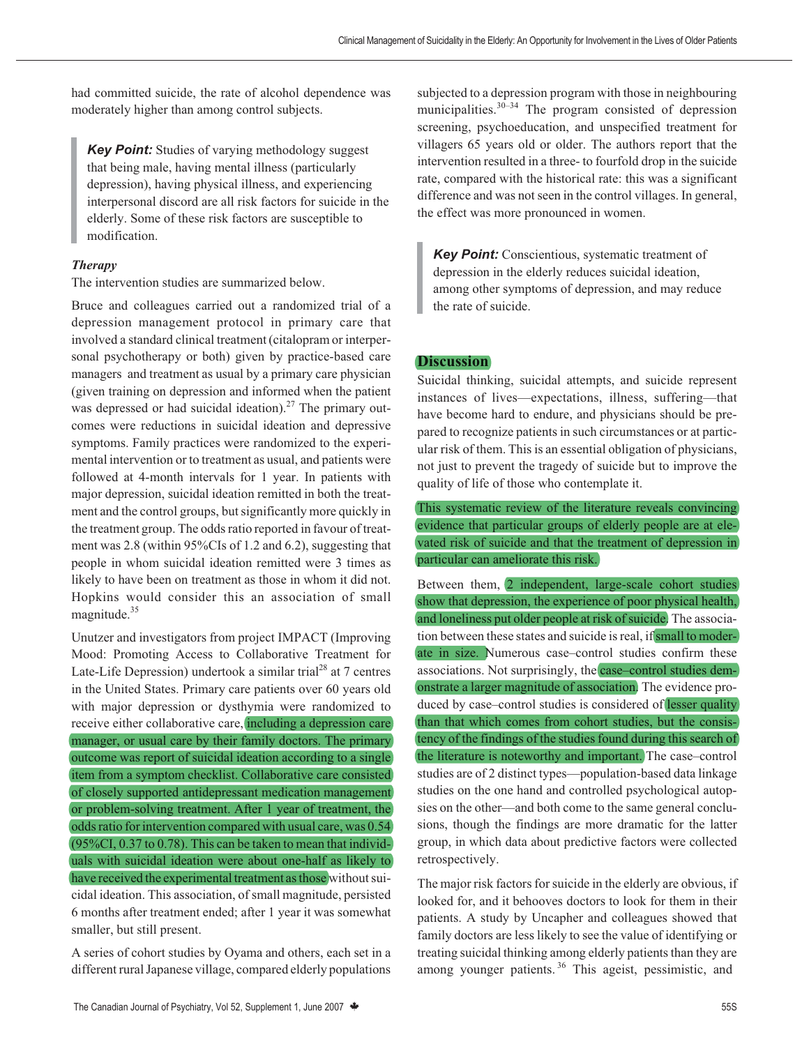had committed suicide, the rate of alcohol dependence was moderately higher than among control subjects.

> ***Key Point:*** Studies of varying methodology suggest that being male, having mental illness (particularly depression), having physical illness, and experiencing interpersonal discord are all risk factors for suicide in the elderly. Some of these risk factors are susceptible to modification.

### *Therapy*

The intervention studies are summarized below.

Bruce and colleagues carried out a randomized trial of a depression management protocol in primary care that involved a standard clinical treatment (citalopram or interpersonal psychotherapy or both) given by practice-based care managers and treatment as usual by a primary care physician (given training on depression and informed when the patient was depressed or had suicidal ideation).[27] The primary outcomes were reductions in suicidal ideation and depressive symptoms. Family practices were randomized to the experimental intervention or to treatment as usual, and patients were followed at 4-month intervals for 1 year. In patients with major depression, suicidal ideation remitted in both the treatment and the control groups, but significantly more quickly in the treatment group. The odds ratio reported in favour of treatment was 2.8 (within 95%CIs of 1.2 and 6.2), suggesting that people in whom suicidal ideation remitted were 3 times as likely to have been on treatment as those in whom it did not. Hopkins would consider this an association of small magnitude.[35]

Unutzer and investigators from project IMPACT (Improving Mood: Promoting Access to Collaborative Treatment for Late-Life Depression) undertook a similar trial[28] at 7 centres in the United States. Primary care patients over 60 years old with major depression or dysthymia were randomized to receive either collaborative care, including a depression care manager, or usual care by their family doctors. The primary outcome was report of suicidal ideation according to a single item from a symptom checklist. Collaborative care consisted of closely supported antidepressant medication management or problem-solving treatment. After 1 year of treatment, the odds ratio for intervention compared with usual care, was 0.54 (95%CI, 0.37 to 0.78). This can be taken to mean that individuals with suicidal ideation were about one-half as likely to have received the experimental treatment as those without suicidal ideation. This association, of small magnitude, persisted 6 months after treatment ended; after 1 year it was somewhat smaller, but still present.

A series of cohort studies by Oyama and others, each set in a different rural Japanese village, compared elderly populations subjected to a depression program with those in neighbouring municipalities.[30–34] The program consisted of depression screening, psychoeducation, and unspecified treatment for villagers 65 years old or older. The authors report that the intervention resulted in a three- to fourfold drop in the suicide rate, compared with the historical rate: this was a significant difference and was not seen in the control villages. In general, the effect was more pronounced in women.

> ***Key Point:*** Conscientious, systematic treatment of depression in the elderly reduces suicidal ideation, among other symptoms of depression, and may reduce the rate of suicide.

## Discussion

Suicidal thinking, suicidal attempts, and suicide represent instances of lives—expectations, illness, suffering—that have become hard to endure, and physicians should be prepared to recognize patients in such circumstances or at particular risk of them. This is an essential obligation of physicians, not just to prevent the tragedy of suicide but to improve the quality of life of those who contemplate it.

This systematic review of the literature reveals convincing evidence that particular groups of elderly people are at elevated risk of suicide and that the treatment of depression in particular can ameliorate this risk.

Between them, 2 independent, large-scale cohort studies show that depression, the experience of poor physical health, and loneliness put older people at risk of suicide. The association between these states and suicide is real, if small to moderate in size. Numerous case–control studies confirm these associations. Not surprisingly, the case–control studies demonstrate a larger magnitude of association. The evidence produced by case–control studies is considered of lesser quality than that which comes from cohort studies, but the consistency of the findings of the studies found during this search of the literature is noteworthy and important. The case–control studies are of 2 distinct types—population-based data linkage studies on the one hand and controlled psychological autopsies on the other—and both come to the same general conclusions, though the findings are more dramatic for the latter group, in which data about predictive factors were collected retrospectively.

The major risk factors for suicide in the elderly are obvious, if looked for, and it behooves doctors to look for them in their patients. A study by Uncapher and colleagues showed that family doctors are less likely to see the value of identifying or treating suicidal thinking among elderly patients than they are among younger patients.[36] This ageist, pessimistic, and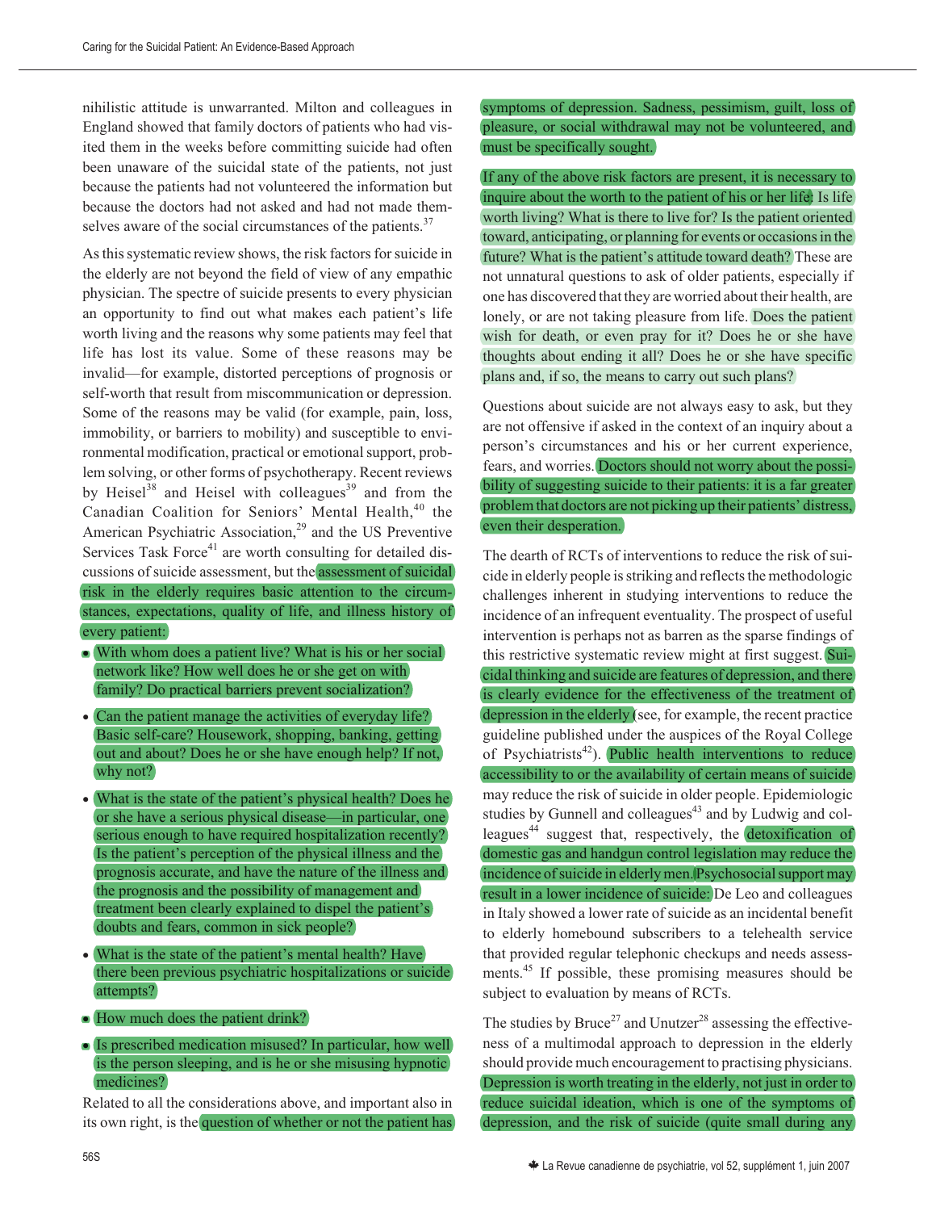nihilistic attitude is unwarranted. Milton and colleagues in England showed that family doctors of patients who had visited them in the weeks before committing suicide had often been unaware of the suicidal state of the patients, not just because the patients had not volunteered the information but because the doctors had not asked and had not made themselves aware of the social circumstances of the patients.[37]

As this systematic review shows, the risk factors for suicide in the elderly are not beyond the field of view of any empathic physician. The spectre of suicide presents to every physician an opportunity to find out what makes each patient's life worth living and the reasons why some patients may feel that life has lost its value. Some of these reasons may be invalid—for example, distorted perceptions of prognosis or self-worth that result from miscommunication or depression. Some of the reasons may be valid (for example, pain, loss, immobility, or barriers to mobility) and susceptible to environmental modification, practical or emotional support, problem solving, or other forms of psychotherapy. Recent reviews by Heisel[38] and Heisel with colleagues[39] and from the Canadian Coalition for Seniors' Mental Health,[40] the American Psychiatric Association,[29] and the US Preventive Services Task Force[41] are worth consulting for detailed discussions of suicide assessment, but the assessment of suicidal risk in the elderly requires basic attention to the circumstances, expectations, quality of life, and illness history of every patient:

- With whom does a patient live? What is his or her social network like? How well does he or she get on with family? Do practical barriers prevent socialization?
- Can the patient manage the activities of everyday life? Basic self-care? Housework, shopping, banking, getting out and about? Does he or she have enough help? If not, why not?
- What is the state of the patient's physical health? Does he or she have a serious physical disease—in particular, one serious enough to have required hospitalization recently? Is the patient's perception of the physical illness and the prognosis accurate, and have the nature of the illness and the prognosis and the possibility of management and treatment been clearly explained to dispel the patient's doubts and fears, common in sick people?
- What is the state of the patient's mental health? Have there been previous psychiatric hospitalizations or suicide attempts?
- How much does the patient drink?
- Is prescribed medication misused? In particular, how well is the person sleeping, and is he or she misusing hypnotic medicines?

Related to all the considerations above, and important also in its own right, is the question of whether or not the patient has symptoms of depression. Sadness, pessimism, guilt, loss of pleasure, or social withdrawal may not be volunteered, and must be specifically sought.

If any of the above risk factors are present, it is necessary to inquire about the worth to the patient of his or her life: Is life worth living? What is there to live for? Is the patient oriented toward, anticipating, or planning for events or occasions in the future? What is the patient's attitude toward death? These are not unnatural questions to ask of older patients, especially if one has discovered that they are worried about their health, are lonely, or are not taking pleasure from life. Does the patient wish for death, or even pray for it? Does he or she have thoughts about ending it all? Does he or she have specific plans and, if so, the means to carry out such plans?

Questions about suicide are not always easy to ask, but they are not offensive if asked in the context of an inquiry about a person's circumstances and his or her current experience, fears, and worries. Doctors should not worry about the possibility of suggesting suicide to their patients: it is a far greater problem that doctors are not picking up their patients' distress, even their desperation.

The dearth of RCTs of interventions to reduce the risk of suicide in elderly people is striking and reflects the methodologic challenges inherent in studying interventions to reduce the incidence of an infrequent eventuality. The prospect of useful intervention is perhaps not as barren as the sparse findings of this restrictive systematic review might at first suggest. Suicidal thinking and suicide are features of depression, and there is clearly evidence for the effectiveness of the treatment of depression in the elderly (see, for example, the recent practice guideline published under the auspices of the Royal College of Psychiatrists[42]). Public health interventions to reduce accessibility to or the availability of certain means of suicide may reduce the risk of suicide in older people. Epidemiologic studies by Gunnell and colleagues[43] and by Ludwig and colleagues[44] suggest that, respectively, the detoxification of domestic gas and handgun control legislation may reduce the incidence of suicide in elderly men. Psychosocial support may result in a lower incidence of suicide: De Leo and colleagues in Italy showed a lower rate of suicide as an incidental benefit to elderly homebound subscribers to a telehealth service that provided regular telephonic checkups and needs assessments.[45] If possible, these promising measures should be subject to evaluation by means of RCTs.

The studies by Bruce[27] and Unutzer[28] assessing the effectiveness of a multimodal approach to depression in the elderly should provide much encouragement to practising physicians. Depression is worth treating in the elderly, not just in order to reduce suicidal ideation, which is one of the symptoms of depression, and the risk of suicide (quite small during any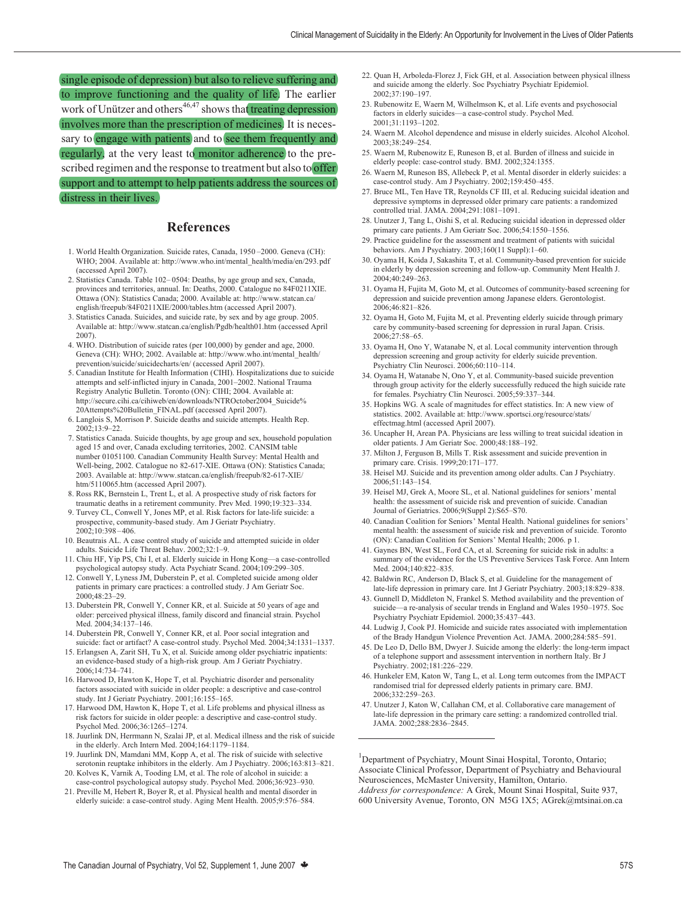single episode of depression) but also to relieve suffering and to improve functioning and the quality of life. The earlier work of Unützer and others[46,47] shows that treating depression involves more than the prescription of medicines. It is necessary to engage with patients and to see them frequently and regularly, at the very least to monitor adherence to the prescribed regimen and the response to treatment but also to offer support and to attempt to help patients address the sources of distress in their lives.

## References

1. World Health Organization. Suicide rates, Canada, 1950 –2000. Geneva (CH): WHO; 2004. Available at: http://www.who.int/mental_health/media/en/293.pdf (accessed April 2007).
2. Statistics Canada. Table 102– 0504: Deaths, by age group and sex, Canada, provinces and territories, annual. In: Deaths, 2000. Catalogue no 84F0211XIE. Ottawa (ON): Statistics Canada; 2000. Available at: http://www.statcan.ca/english/freepub/84F0211XIE/2000/tables.htm (accessed April 2007).
3. Statistics Canada. Suicides, and suicide rate, by sex and by age group. 2005. Available at: http://www.statcan.ca/english/Pgdb/health01.htm (accessed April 2007).
4. WHO. Distribution of suicide rates (per 100,000) by gender and age, 2000. Geneva (CH): WHO; 2002. Available at: http://www.who.int/mental_health/prevention/suicide/suicidecharts/en/ (accessed April 2007).
5. Canadian Institute for Health Information (CIHI). Hospitalizations due to suicide attempts and self-inflicted injury in Canada, 2001–2002. National Trauma Registry Analytic Bulletin. Toronto (ON): CIHI; 2004. Available at: http://secure.cihi.ca/cihiweb/en/downloads/NTROctober2004_Suicide%20Attempts%20Bulletin_FINAL.pdf (accessed April 2007).
6. Langlois S, Morrison P. Suicide deaths and suicide attempts. Health Rep. 2002;13:9–22.
7. Statistics Canada. Suicide thoughts, by age group and sex, household population aged 15 and over, Canada excluding territories, 2002. CANSIM table number 01051100. Canadian Community Health Survey: Mental Health and Well-being, 2002. Catalogue no 82-617-XIE. Ottawa (ON): Statistics Canada; 2003. Available at: http://www.statcan.ca/english/freepub/82-617-XIE/htm/5110065.htm (accessed April 2007).
8. Ross RK, Bernstein L, Trent L, et al. A prospective study of risk factors for traumatic deaths in a retirement community. Prev Med. 1990;19:323–334.
9. Turvey CL, Conwell Y, Jones MP, et al. Risk factors for late-life suicide: a prospective, community-based study. Am J Geriatr Psychiatry. 2002;10:398 –406.
10. Beautrais AL. A case control study of suicide and attempted suicide in older adults. Suicide Life Threat Behav. 2002;32:1–9.
11. Chiu HF, Yip PS, Chi I, et al. Elderly suicide in Hong Kong—a case-controlled psychological autopsy study. Acta Psychiatr Scand. 2004;109:299–305.
12. Conwell Y, Lyness JM, Duberstein P, et al. Completed suicide among older patients in primary care practices: a controlled study. J Am Geriatr Soc. 2000;48:23–29.
13. Duberstein PR, Conwell Y, Conner KR, et al. Suicide at 50 years of age and older: perceived physical illness, family discord and financial strain. Psychol Med. 2004;34:137–146.
14. Duberstein PR, Conwell Y, Conner KR, et al. Poor social integration and suicide: fact or artifact? A case-control study. Psychol Med. 2004;34:1331–1337.
15. Erlangsen A, Zarit SH, Tu X, et al. Suicide among older psychiatric inpatients: an evidence-based study of a high-risk group. Am J Geriatr Psychiatry. 2006;14:734–741.
16. Harwood D, Hawton K, Hope T, et al. Psychiatric disorder and personality factors associated with suicide in older people: a descriptive and case-control study. Int J Geriatr Psychiatry. 2001;16:155–165.
17. Harwood DM, Hawton K, Hope T, et al. Life problems and physical illness as risk factors for suicide in older people: a descriptive and case-control study. Psychol Med. 2006;36:1265–1274.
18. Juurlink DN, Herrmann N, Szalai JP, et al. Medical illness and the risk of suicide in the elderly. Arch Intern Med. 2004;164:1179–1184.
19. Juurlink DN, Mamdani MM, Kopp A, et al. The risk of suicide with selective serotonin reuptake inhibitors in the elderly. Am J Psychiatry. 2006;163:813–821.
20. Kolves K, Varnik A, Tooding LM, et al. The role of alcohol in suicide: a case-control psychological autopsy study. Psychol Med. 2006;36:923–930.
21. Preville M, Hebert R, Boyer R, et al. Physical health and mental disorder in elderly suicide: a case-control study. Aging Ment Health. 2005;9:576–584.
22. Quan H, Arboleda-Florez J, Fick GH, et al. Association between physical illness and suicide among the elderly. Soc Psychiatry Psychiatr Epidemiol. 2002;37:190–197.
23. Rubenowitz E, Waern M, Wilhelmson K, et al. Life events and psychosocial factors in elderly suicides—a case-control study. Psychol Med. 2001;31:1193–1202.
24. Waern M. Alcohol dependence and misuse in elderly suicides. Alcohol Alcohol. 2003;38:249–254.
25. Waern M, Rubenowitz E, Runeson B, et al. Burden of illness and suicide in elderly people: case-control study. BMJ. 2002;324:1355.
26. Waern M, Runeson BS, Allebeck P, et al. Mental disorder in elderly suicides: a case-control study. Am J Psychiatry. 2002;159:450–455.
27. Bruce ML, Ten Have TR, Reynolds CF III, et al. Reducing suicidal ideation and depressive symptoms in depressed older primary care patients: a randomized controlled trial. JAMA. 2004;291:1081–1091.
28. Unutzer J, Tang L, Oishi S, et al. Reducing suicidal ideation in depressed older primary care patients. J Am Geriatr Soc. 2006;54:1550–1556.
29. Practice guideline for the assessment and treatment of patients with suicidal behaviors. Am J Psychiatry. 2003;160(11 Suppl):1–60.
30. Oyama H, Koida J, Sakashita T, et al. Community-based prevention for suicide in elderly by depression screening and follow-up. Community Ment Health J. 2004;40:249–263.
31. Oyama H, Fujita M, Goto M, et al. Outcomes of community-based screening for depression and suicide prevention among Japanese elders. Gerontologist. 2006;46:821–826.
32. Oyama H, Goto M, Fujita M, et al. Preventing elderly suicide through primary care by community-based screening for depression in rural Japan. Crisis. 2006;27:58–65.
33. Oyama H, Ono Y, Watanabe N, et al. Local community intervention through depression screening and group activity for elderly suicide prevention. Psychiatry Clin Neurosci. 2006;60:110–114.
34. Oyama H, Watanabe N, Ono Y, et al. Community-based suicide prevention through group activity for the elderly successfully reduced the high suicide rate for females. Psychiatry Clin Neurosci. 2005;59:337–344.
35. Hopkins WG. A scale of magnitudes for effect statistics. In: A new view of statistics. 2002. Available at: http://www.sportsci.org/resource/stats/effectmag.html (accessed April 2007).
36. Uncapher H, Arean PA. Physicians are less willing to treat suicidal ideation in older patients. J Am Geriatr Soc. 2000;48:188–192.
37. Milton J, Ferguson B, Mills T. Risk assessment and suicide prevention in primary care. Crisis. 1999;20:171–177.
38. Heisel MJ. Suicide and its prevention among older adults. Can J Psychiatry. 2006;51:143–154.
39. Heisel MJ, Grek A, Moore SL, et al. National guidelines for seniors' mental health: the assessment of suicide risk and prevention of suicide. Canadian Journal of Geriatrics. 2006;9(Suppl 2):S65–S70.
40. Canadian Coalition for Seniors' Mental Health. National guidelines for seniors' mental health: the assessment of suicide risk and prevention of suicide. Toronto (ON): Canadian Coalition for Seniors' Mental Health; 2006. p 1.
41. Gaynes BN, West SL, Ford CA, et al. Screening for suicide risk in adults: a summary of the evidence for the US Preventive Services Task Force. Ann Intern Med. 2004;140:822–835.
42. Baldwin RC, Anderson D, Black S, et al. Guideline for the management of late-life depression in primary care. Int J Geriatr Psychiatry. 2003;18:829–838.
43. Gunnell D, Middleton N, Frankel S. Method availability and the prevention of suicide—a re-analysis of secular trends in England and Wales 1950–1975. Soc Psychiatry Psychiatr Epidemiol. 2000;35:437–443.
44. Ludwig J, Cook PJ. Homicide and suicide rates associated with implementation of the Brady Handgun Violence Prevention Act. JAMA. 2000;284:585–591.
45. De Leo D, Dello BM, Dwyer J. Suicide among the elderly: the long-term impact of a telephone support and assessment intervention in northern Italy. Br J Psychiatry. 2002;181:226–229.
46. Hunkeler EM, Katon W, Tang L, et al. Long term outcomes from the IMPACT randomised trial for depressed elderly patients in primary care. BMJ. 2006;332:259–263.
47. Unutzer J, Katon W, Callahan CM, et al. Collaborative care management of late-life depression in the primary care setting: a randomized controlled trial. JAMA. 2002;288:2836–2845.

---

[1]Department of Psychiatry, Mount Sinai Hospital, Toronto, Ontario; Associate Clinical Professor, Department of Psychiatry and Behavioural Neurosciences, McMaster University, Hamilton, Ontario.
*Address for correspondence:* A Grek, Mount Sinai Hospital, Suite 937, 600 University Avenue, Toronto, ON M5G 1X5; AGrek@mtsinai.on.ca